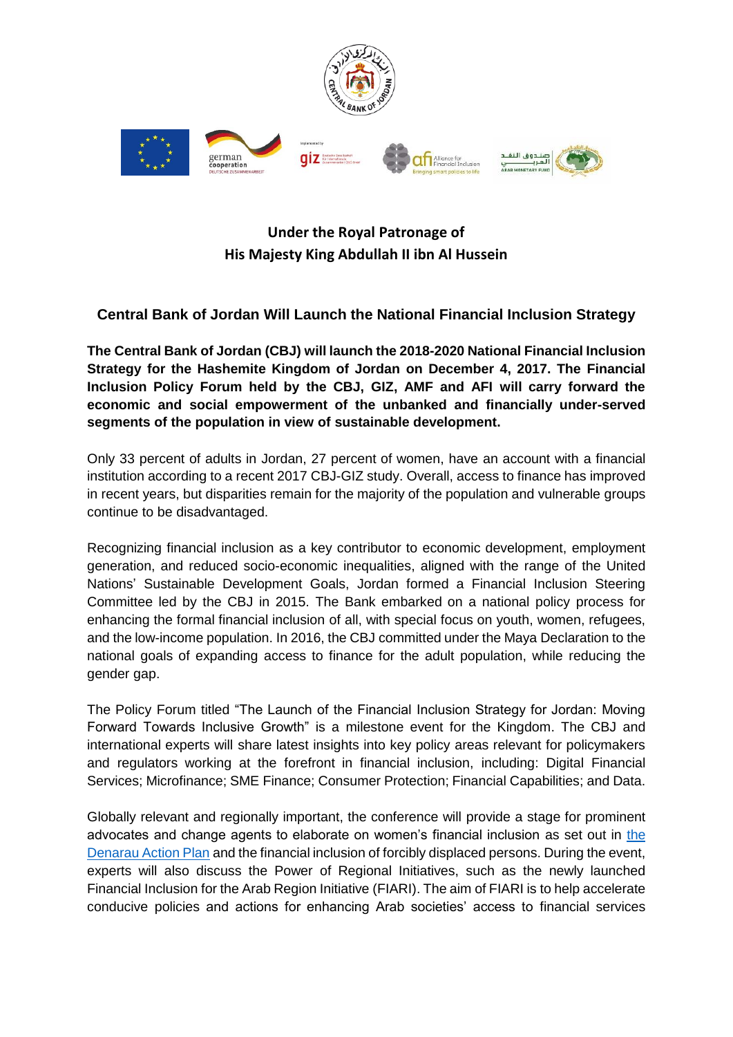**Under the Royal Patronage of**
**His Majesty King Abdullah II ibn Al Hussein**

## Central Bank of Jordan Will Launch the National Financial Inclusion Strategy

**The Central Bank of Jordan (CBJ) will launch the 2018-2020 National Financial Inclusion Strategy for the Hashemite Kingdom of Jordan on December 4, 2017. The Financial Inclusion Policy Forum held by the CBJ, GIZ, AMF and AFI will carry forward the economic and social empowerment of the unbanked and financially under-served segments of the population in view of sustainable development.**

Only 33 percent of adults in Jordan, 27 percent of women, have an account with a financial institution according to a recent 2017 CBJ-GIZ study. Overall, access to finance has improved in recent years, but disparities remain for the majority of the population and vulnerable groups continue to be disadvantaged.

Recognizing financial inclusion as a key contributor to economic development, employment generation, and reduced socio-economic inequalities, aligned with the range of the United Nations' Sustainable Development Goals, Jordan formed a Financial Inclusion Steering Committee led by the CBJ in 2015. The Bank embarked on a national policy process for enhancing the formal financial inclusion of all, with special focus on youth, women, refugees, and the low-income population. In 2016, the CBJ committed under the Maya Declaration to the national goals of expanding access to finance for the adult population, while reducing the gender gap.

The Policy Forum titled "The Launch of the Financial Inclusion Strategy for Jordan: Moving Forward Towards Inclusive Growth" is a milestone event for the Kingdom. The CBJ and international experts will share latest insights into key policy areas relevant for policymakers and regulators working at the forefront in financial inclusion, including: Digital Financial Services; Microfinance; SME Finance; Consumer Protection; Financial Capabilities; and Data.

Globally relevant and regionally important, the conference will provide a stage for prominent advocates and change agents to elaborate on women's financial inclusion as set out in the Denarau Action Plan and the financial inclusion of forcibly displaced persons. During the event, experts will also discuss the Power of Regional Initiatives, such as the newly launched Financial Inclusion for the Arab Region Initiative (FIARI). The aim of FIARI is to help accelerate conducive policies and actions for enhancing Arab societies' access to financial services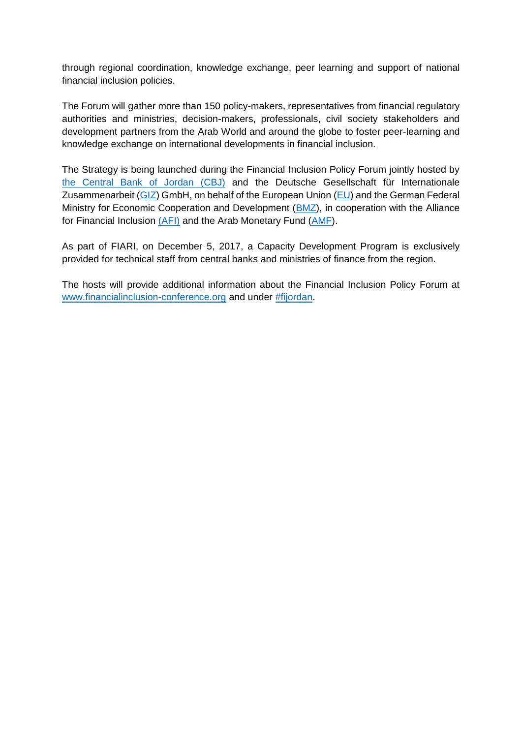through regional coordination, knowledge exchange, peer learning and support of national financial inclusion policies.

The Forum will gather more than 150 policy-makers, representatives from financial regulatory authorities and ministries, decision-makers, professionals, civil society stakeholders and development partners from the Arab World and around the globe to foster peer-learning and knowledge exchange on international developments in financial inclusion.

The Strategy is being launched during the Financial Inclusion Policy Forum jointly hosted by the Central Bank of Jordan (CBJ) and the Deutsche Gesellschaft für Internationale Zusammenarbeit (GIZ) GmbH, on behalf of the European Union (EU) and the German Federal Ministry for Economic Cooperation and Development (BMZ), in cooperation with the Alliance for Financial Inclusion (AFI) and the Arab Monetary Fund (AMF).

As part of FIARI, on December 5, 2017, a Capacity Development Program is exclusively provided for technical staff from central banks and ministries of finance from the region.

The hosts will provide additional information about the Financial Inclusion Policy Forum at www.financialinclusion-conference.org and under #fijordan.